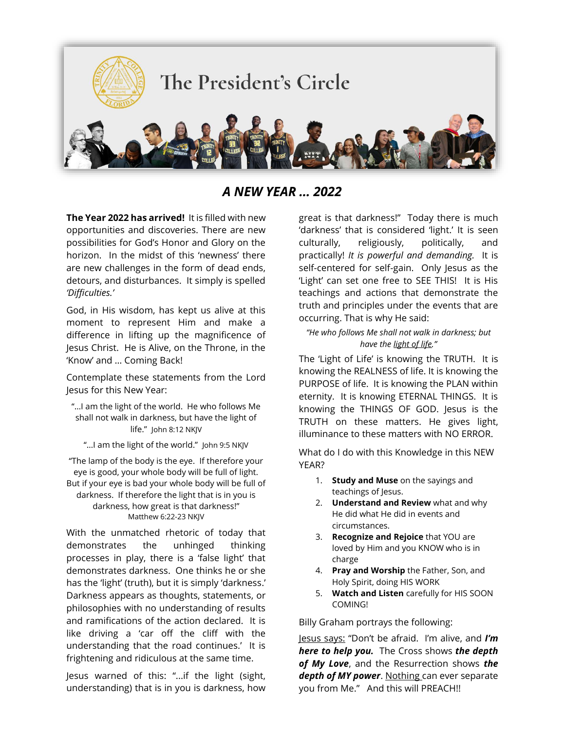# The President's Circle

## *A NEW YEAR … 2022*

**The Year 2022 has arrived!** It is filled with new opportunities and discoveries. There are new possibilities for God's Honor and Glory on the horizon. In the midst of this 'newness' there are new challenges in the form of dead ends, detours, and disturbances. It simply is spelled *'Difficulties.'*

God, in His wisdom, has kept us alive at this moment to represent Him and make a difference in lifting up the magnificence of Jesus Christ. He is Alive, on the Throne, in the 'Know' and … Coming Back!

Contemplate these statements from the Lord Jesus for this New Year:

"…I am the light of the world. He who follows Me shall not walk in darkness, but have the light of life." John 8:12 NKJV

"…I am the light of the world." John 9:5 NKJV

"The lamp of the body is the eye. If therefore your eye is good, your whole body will be full of light. But if your eye is bad your whole body will be full of darkness. If therefore the light that is in you is darkness, how great is that darkness!" Matthew 6:22-23 NKJV

With the unmatched rhetoric of today that demonstrates the unhinged thinking processes in play, there is a 'false light' that demonstrates darkness. One thinks he or she has the 'light' (truth), but it is simply 'darkness.' Darkness appears as thoughts, statements, or philosophies with no understanding of results and ramifications of the action declared. It is like driving a 'car off the cliff with the understanding that the road continues.' It is frightening and ridiculous at the same time.

Jesus warned of this: "…if the light (sight, understanding) that is in you is darkness, how great is that darkness!" Today there is much 'darkness' that is considered 'light.' It is seen culturally, religiously, politically, and practically! *It is powerful and demanding.* It is self-centered for self-gain. Only Jesus as the 'Light' can set one free to SEE THIS! It is His teachings and actions that demonstrate the truth and principles under the events that are occurring. That is why He said:

*"He who follows Me shall not walk in darkness; but have the light of life."*

The 'Light of Life' is knowing the TRUTH. It is knowing the REALNESS of life. It is knowing the PURPOSE of life. It is knowing the PLAN within eternity. It is knowing ETERNAL THINGS. It is knowing the THINGS OF GOD. Jesus is the TRUTH on these matters. He gives light, illuminance to these matters with NO ERROR.

What do I do with this Knowledge in this NEW YEAR?

1. **Study and Muse** on the sayings and teachings of Jesus.
2. **Understand and Review** what and why He did what He did in events and circumstances.
3. **Recognize and Rejoice** that YOU are loved by Him and you KNOW who is in charge
4. **Pray and Worship** the Father, Son, and Holy Spirit, doing HIS WORK
5. **Watch and Listen** carefully for HIS SOON COMING!

Billy Graham portrays the following:

Jesus says: "Don't be afraid. I'm alive, and ***I'm here to help you.*** The Cross shows ***the depth of My Love***, and the Resurrection shows ***the depth of MY power***. Nothing can ever separate you from Me." And this will PREACH!!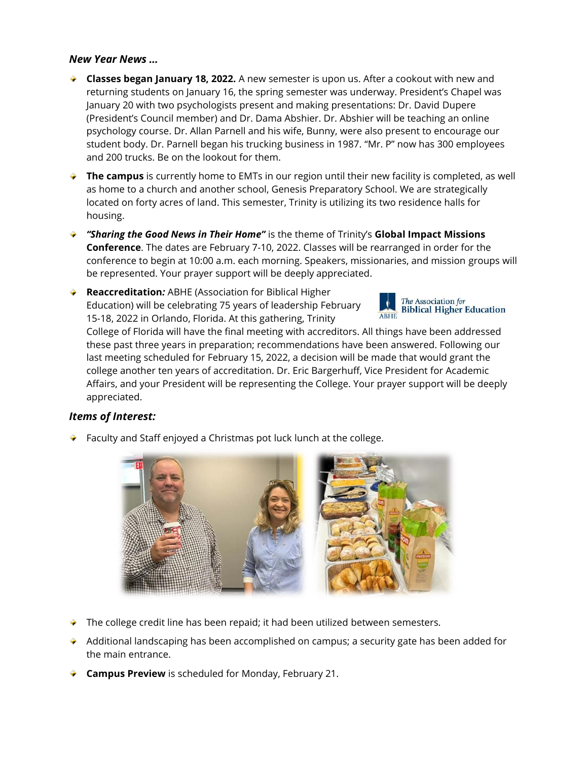### *New Year News …*

- **Classes began January 18, 2022.** A new semester is upon us. After a cookout with new and returning students on January 16, the spring semester was underway. President's Chapel was January 20 with two psychologists present and making presentations: Dr. David Dupere (President's Council member) and Dr. Dama Abshier. Dr. Abshier will be teaching an online psychology course. Dr. Allan Parnell and his wife, Bunny, were also present to encourage our student body. Dr. Parnell began his trucking business in 1987. "Mr. P" now has 300 employees and 200 trucks. Be on the lookout for them.
- **The campus** is currently home to EMTs in our region until their new facility is completed, as well as home to a church and another school, Genesis Preparatory School. We are strategically located on forty acres of land. This semester, Trinity is utilizing its two residence halls for housing.
- ***"Sharing the Good News in Their Home"*** is the theme of Trinity's **Global Impact Missions Conference**. The dates are February 7-10, 2022. Classes will be rearranged in order for the conference to begin at 10:00 a.m. each morning. Speakers, missionaries, and mission groups will be represented. Your prayer support will be deeply appreciated.
- **Reaccreditation*:*** ABHE (Association for Biblical Higher Education) will be celebrating 75 years of leadership February 15-18, 2022 in Orlando, Florida. At this gathering, Trinity College of Florida will have the final meeting with accreditors. All things have been addressed these past three years in preparation; recommendations have been answered. Following our last meeting scheduled for February 15, 2022, a decision will be made that would grant the college another ten years of accreditation. Dr. Eric Bargerhuff, Vice President for Academic Affairs, and your President will be representing the College. Your prayer support will be deeply appreciated.

### *Items of Interest:*

- Faculty and Staff enjoyed a Christmas pot luck lunch at the college.
- The college credit line has been repaid; it had been utilized between semesters.
- Additional landscaping has been accomplished on campus; a security gate has been added for the main entrance.
- **Campus Preview** is scheduled for Monday, February 21.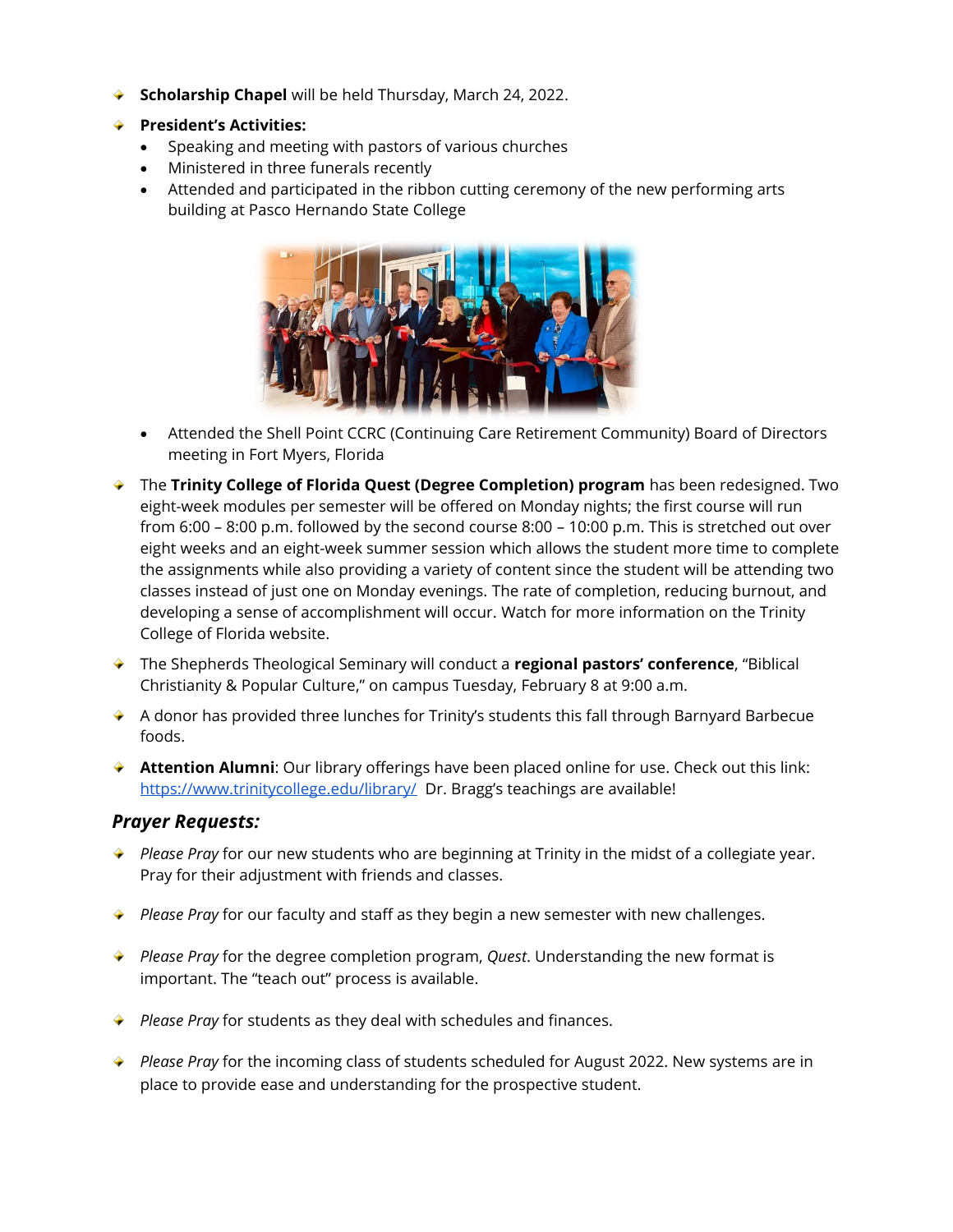- **Scholarship Chapel** will be held Thursday, March 24, 2022.
- **President's Activities:**
  - Speaking and meeting with pastors of various churches
  - Ministered in three funerals recently
  - Attended and participated in the ribbon cutting ceremony of the new performing arts building at Pasco Hernando State College
  - Attended the Shell Point CCRC (Continuing Care Retirement Community) Board of Directors meeting in Fort Myers, Florida
- The **Trinity College of Florida Quest (Degree Completion) program** has been redesigned. Two eight-week modules per semester will be offered on Monday nights; the first course will run from 6:00 – 8:00 p.m. followed by the second course 8:00 – 10:00 p.m. This is stretched out over eight weeks and an eight-week summer session which allows the student more time to complete the assignments while also providing a variety of content since the student will be attending two classes instead of just one on Monday evenings. The rate of completion, reducing burnout, and developing a sense of accomplishment will occur. Watch for more information on the Trinity College of Florida website.
- The Shepherds Theological Seminary will conduct a **regional pastors' conference**, "Biblical Christianity & Popular Culture," on campus Tuesday, February 8 at 9:00 a.m.
- A donor has provided three lunches for Trinity's students this fall through Barnyard Barbecue foods.
- **Attention Alumni**: Our library offerings have been placed online for use. Check out this link: [https://www.trinitycollege.edu/library/](https://www.trinitycollege.edu/library/) Dr. Bragg's teachings are available!

### *Prayer Requests:*

- *Please Pray* for our new students who are beginning at Trinity in the midst of a collegiate year. Pray for their adjustment with friends and classes.
- *Please Pray* for our faculty and staff as they begin a new semester with new challenges.
- *Please Pray* for the degree completion program, *Quest*. Understanding the new format is important. The "teach out" process is available.
- *Please Pray* for students as they deal with schedules and finances.
- *Please Pray* for the incoming class of students scheduled for August 2022. New systems are in place to provide ease and understanding for the prospective student.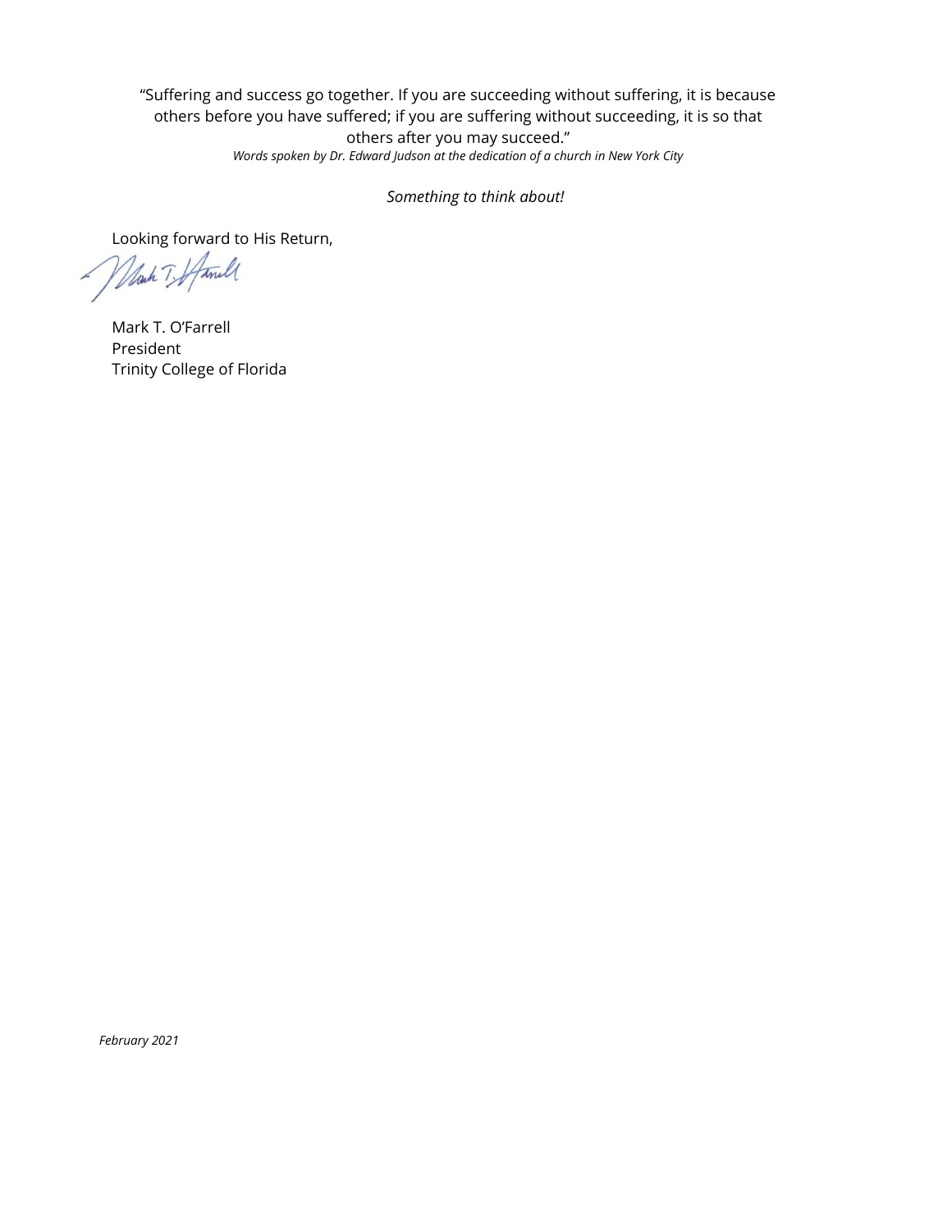"Suffering and success go together. If you are succeeding without suffering, it is because others before you have suffered; if you are suffering without succeeding, it is so that others after you may succeed."

*Words spoken by Dr. Edward Judson at the dedication of a church in New York City*

*Something to think about!*

Looking forward to His Return,

Mark T. O'Farrell
President
Trinity College of Florida

*February 2021*